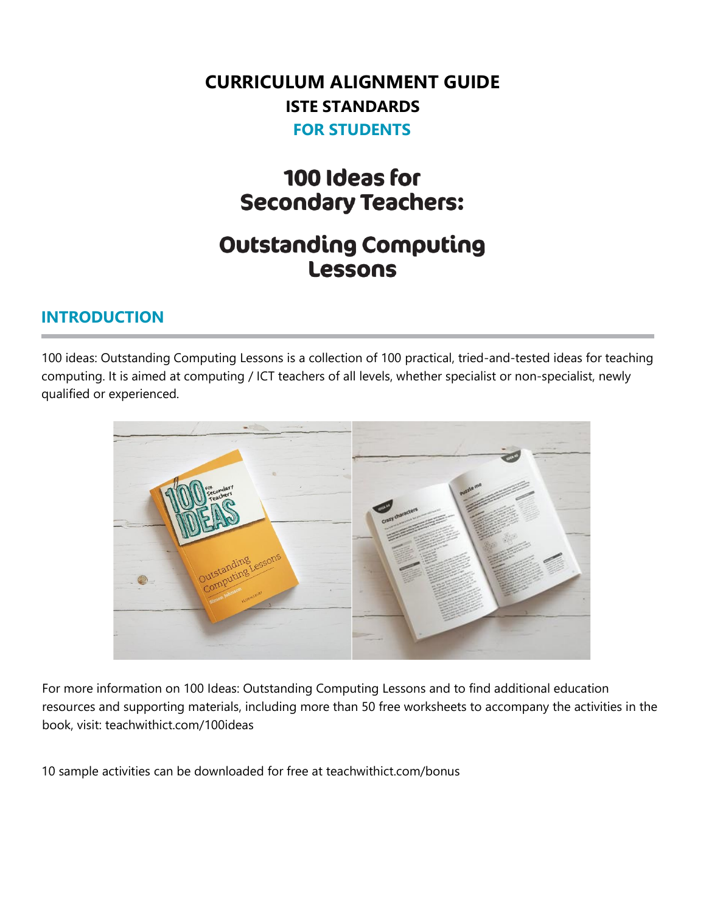# CURRICULUM ALIGNMENT GUIDE

## ISTE STANDARDS

## FOR STUDENTS

# 100 Ideas for Secondary Teachers:

# Outstanding Computing Lessons

## INTRODUCTION

100 ideas: Outstanding Computing Lessons is a collection of 100 practical, tried-and-tested ideas for teaching computing. It is aimed at computing / ICT teachers of all levels, whether specialist or non-specialist, newly qualified or experienced.

For more information on 100 Ideas: Outstanding Computing Lessons and to find additional education resources and supporting materials, including more than 50 free worksheets to accompany the activities in the book, visit: teachwithict.com/100ideas

10 sample activities can be downloaded for free at teachwithict.com/bonus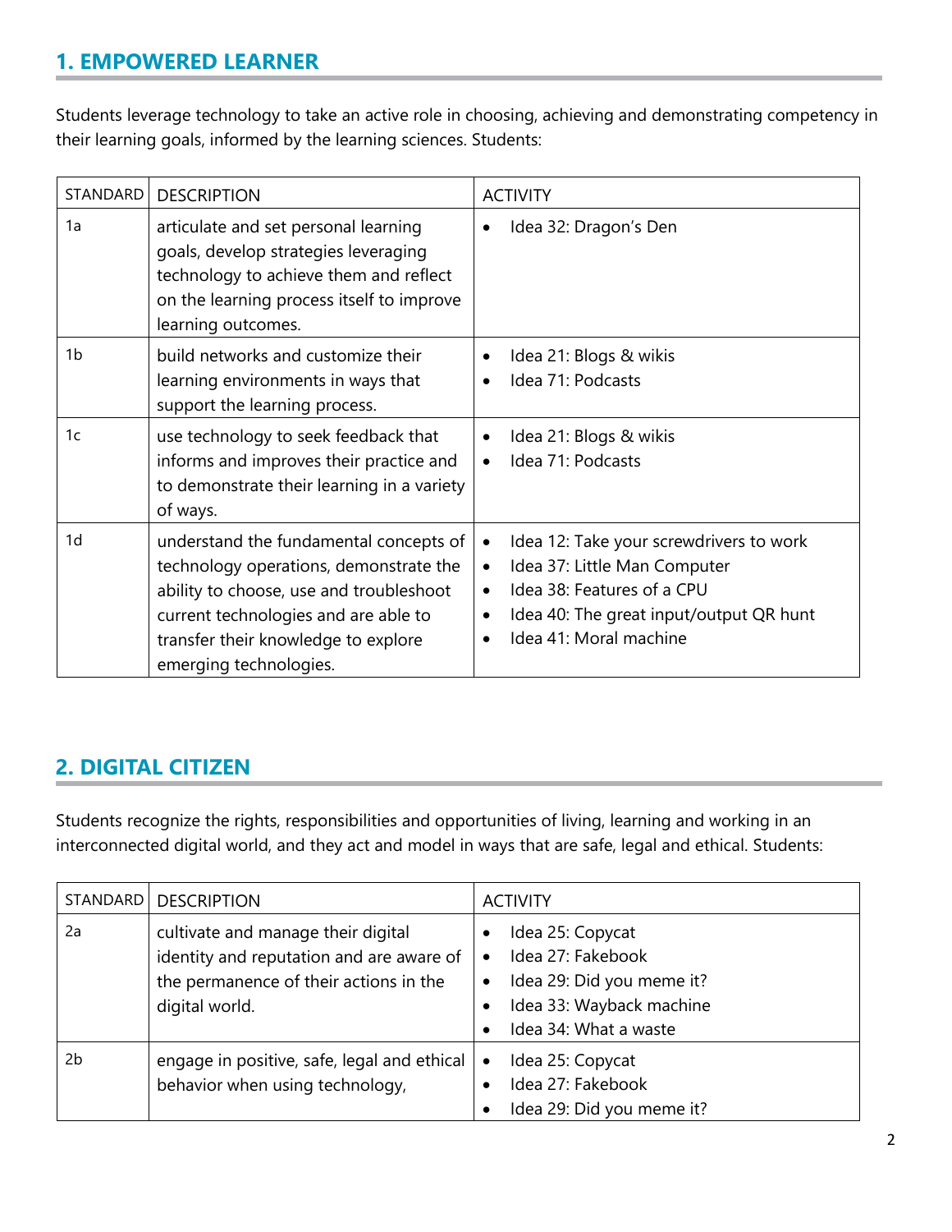## 1. EMPOWERED LEARNER

Students leverage technology to take an active role in choosing, achieving and demonstrating competency in their learning goals, informed by the learning sciences. Students:

| STANDARD | DESCRIPTION | ACTIVITY |
|---|---|---|
| 1a | articulate and set personal learning goals, develop strategies leveraging technology to achieve them and reflect on the learning process itself to improve learning outcomes. | • Idea 32: Dragon's Den |
| 1b | build networks and customize their learning environments in ways that support the learning process. | • Idea 21: Blogs & wikis<br>• Idea 71: Podcasts |
| 1c | use technology to seek feedback that informs and improves their practice and to demonstrate their learning in a variety of ways. | • Idea 21: Blogs & wikis<br>• Idea 71: Podcasts |
| 1d | understand the fundamental concepts of technology operations, demonstrate the ability to choose, use and troubleshoot current technologies and are able to transfer their knowledge to explore emerging technologies. | • Idea 12: Take your screwdrivers to work<br>• Idea 37: Little Man Computer<br>• Idea 38: Features of a CPU<br>• Idea 40: The great input/output QR hunt<br>• Idea 41: Moral machine |

## 2. DIGITAL CITIZEN

Students recognize the rights, responsibilities and opportunities of living, learning and working in an interconnected digital world, and they act and model in ways that are safe, legal and ethical. Students:

| STANDARD | DESCRIPTION | ACTIVITY |
|---|---|---|
| 2a | cultivate and manage their digital identity and reputation and are aware of the permanence of their actions in the digital world. | • Idea 25: Copycat<br>• Idea 27: Fakebook<br>• Idea 29: Did you meme it?<br>• Idea 33: Wayback machine<br>• Idea 34: What a waste |
| 2b | engage in positive, safe, legal and ethical behavior when using technology, | • Idea 25: Copycat<br>• Idea 27: Fakebook<br>• Idea 29: Did you meme it? |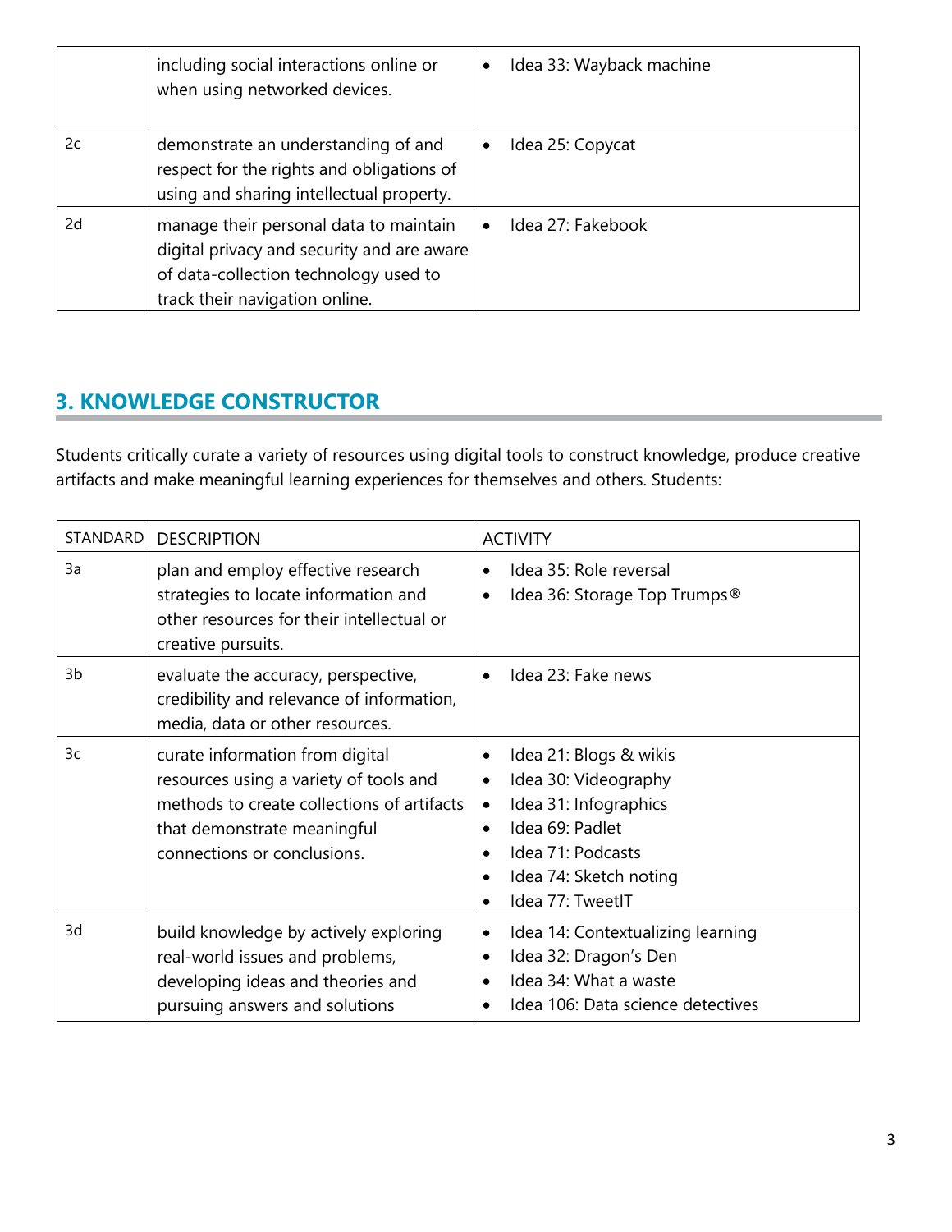| | | |
|---|---|---|
| | including social interactions online or when using networked devices. | • Idea 33: Wayback machine |
| 2c | demonstrate an understanding of and respect for the rights and obligations of using and sharing intellectual property. | • Idea 25: Copycat |
| 2d | manage their personal data to maintain digital privacy and security and are aware of data-collection technology used to track their navigation online. | • Idea 27: Fakebook |

## 3. KNOWLEDGE CONSTRUCTOR

Students critically curate a variety of resources using digital tools to construct knowledge, produce creative artifacts and make meaningful learning experiences for themselves and others. Students:

| STANDARD | DESCRIPTION | ACTIVITY |
|---|---|---|
| 3a | plan and employ effective research strategies to locate information and other resources for their intellectual or creative pursuits. | • Idea 35: Role reversal<br>• Idea 36: Storage Top Trumps® |
| 3b | evaluate the accuracy, perspective, credibility and relevance of information, media, data or other resources. | • Idea 23: Fake news |
| 3c | curate information from digital resources using a variety of tools and methods to create collections of artifacts that demonstrate meaningful connections or conclusions. | • Idea 21: Blogs & wikis<br>• Idea 30: Videography<br>• Idea 31: Infographics<br>• Idea 69: Padlet<br>• Idea 71: Podcasts<br>• Idea 74: Sketch noting<br>• Idea 77: TweetIT |
| 3d | build knowledge by actively exploring real-world issues and problems, developing ideas and theories and pursuing answers and solutions | • Idea 14: Contextualizing learning<br>• Idea 32: Dragon's Den<br>• Idea 34: What a waste<br>• Idea 106: Data science detectives |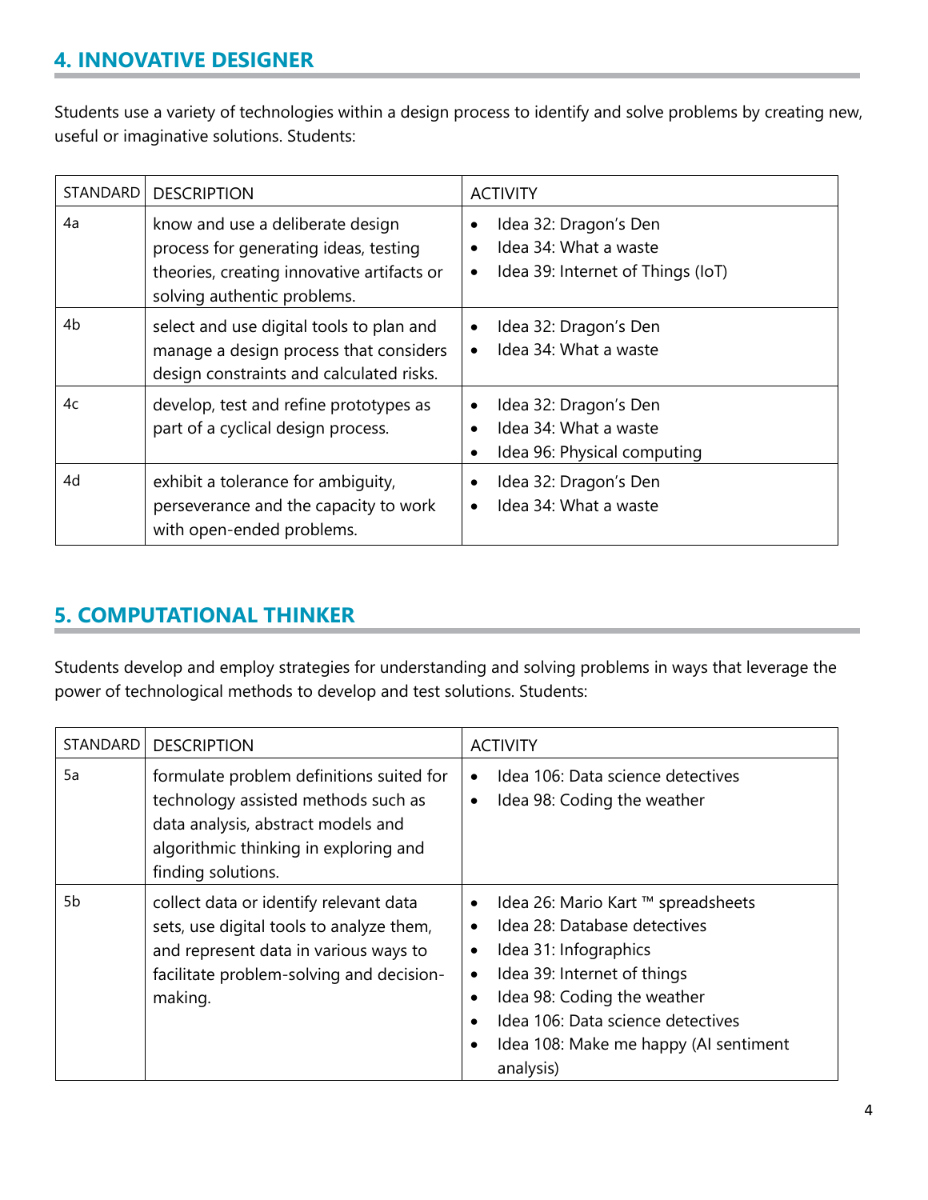## 4. INNOVATIVE DESIGNER

Students use a variety of technologies within a design process to identify and solve problems by creating new, useful or imaginative solutions. Students:

| STANDARD | DESCRIPTION | ACTIVITY |
|---|---|---|
| 4a | know and use a deliberate design process for generating ideas, testing theories, creating innovative artifacts or solving authentic problems. | • Idea 32: Dragon's Den<br>• Idea 34: What a waste<br>• Idea 39: Internet of Things (IoT) |
| 4b | select and use digital tools to plan and manage a design process that considers design constraints and calculated risks. | • Idea 32: Dragon's Den<br>• Idea 34: What a waste |
| 4c | develop, test and refine prototypes as part of a cyclical design process. | • Idea 32: Dragon's Den<br>• Idea 34: What a waste<br>• Idea 96: Physical computing |
| 4d | exhibit a tolerance for ambiguity, perseverance and the capacity to work with open-ended problems. | • Idea 32: Dragon's Den<br>• Idea 34: What a waste |

## 5. COMPUTATIONAL THINKER

Students develop and employ strategies for understanding and solving problems in ways that leverage the power of technological methods to develop and test solutions. Students:

| STANDARD | DESCRIPTION | ACTIVITY |
|---|---|---|
| 5a | formulate problem definitions suited for technology assisted methods such as data analysis, abstract models and algorithmic thinking in exploring and finding solutions. | • Idea 106: Data science detectives<br>• Idea 98: Coding the weather |
| 5b | collect data or identify relevant data sets, use digital tools to analyze them, and represent data in various ways to facilitate problem-solving and decision-making. | • Idea 26: Mario Kart ™ spreadsheets<br>• Idea 28: Database detectives<br>• Idea 31: Infographics<br>• Idea 39: Internet of things<br>• Idea 98: Coding the weather<br>• Idea 106: Data science detectives<br>• Idea 108: Make me happy (AI sentiment analysis) |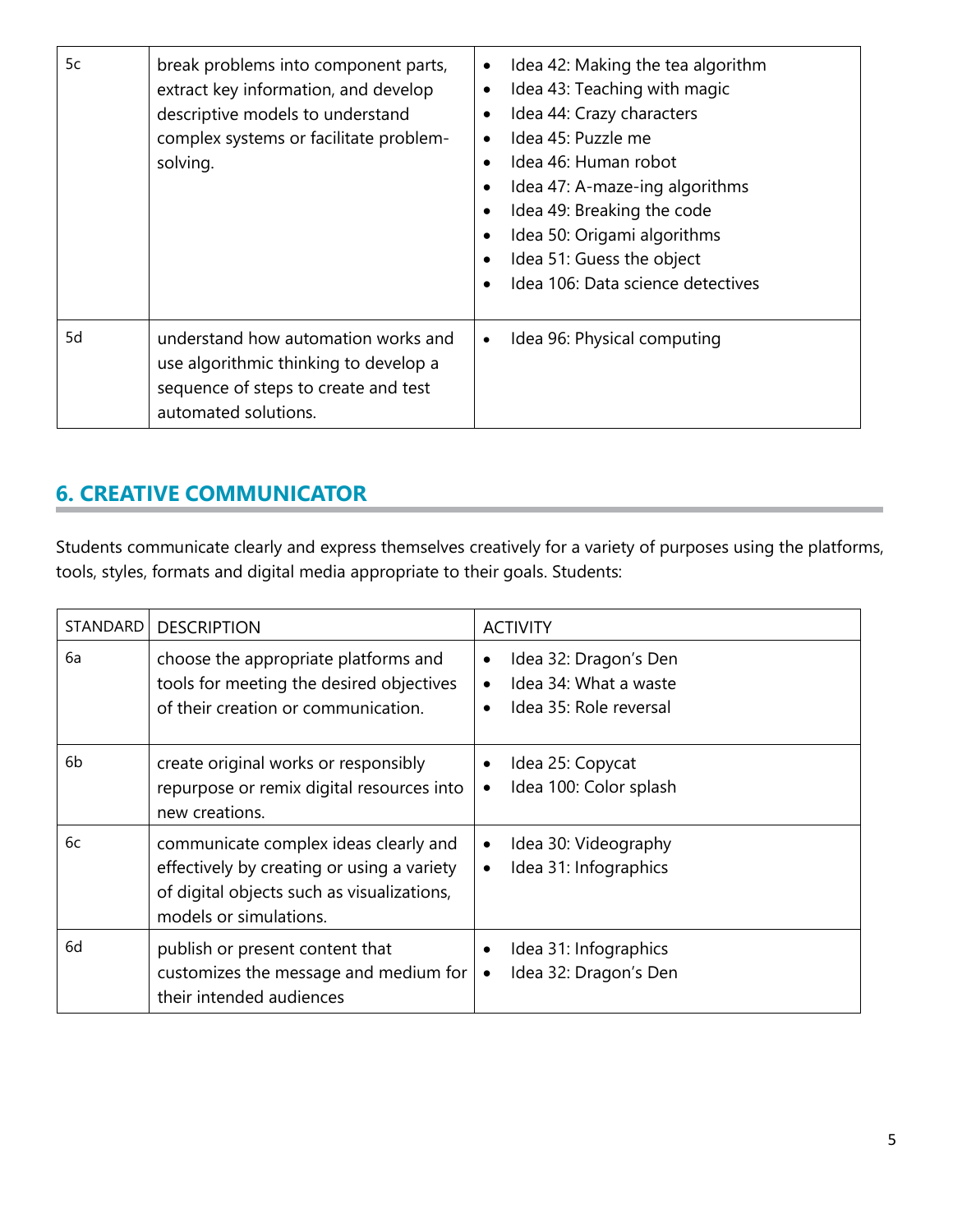| | | |
|---|---|---|
| 5c | break problems into component parts, extract key information, and develop descriptive models to understand complex systems or facilitate problem-solving. | • Idea 42: Making the tea algorithm<br>• Idea 43: Teaching with magic<br>• Idea 44: Crazy characters<br>• Idea 45: Puzzle me<br>• Idea 46: Human robot<br>• Idea 47: A-maze-ing algorithms<br>• Idea 49: Breaking the code<br>• Idea 50: Origami algorithms<br>• Idea 51: Guess the object<br>• Idea 106: Data science detectives |
| 5d | understand how automation works and use algorithmic thinking to develop a sequence of steps to create and test automated solutions. | • Idea 96: Physical computing |

## 6. CREATIVE COMMUNICATOR

Students communicate clearly and express themselves creatively for a variety of purposes using the platforms, tools, styles, formats and digital media appropriate to their goals. Students:

| STANDARD | DESCRIPTION | ACTIVITY |
|---|---|---|
| 6a | choose the appropriate platforms and tools for meeting the desired objectives of their creation or communication. | • Idea 32: Dragon's Den<br>• Idea 34: What a waste<br>• Idea 35: Role reversal |
| 6b | create original works or responsibly repurpose or remix digital resources into new creations. | • Idea 25: Copycat<br>• Idea 100: Color splash |
| 6c | communicate complex ideas clearly and effectively by creating or using a variety of digital objects such as visualizations, models or simulations. | • Idea 30: Videography<br>• Idea 31: Infographics |
| 6d | publish or present content that customizes the message and medium for their intended audiences | • Idea 31: Infographics<br>• Idea 32: Dragon's Den |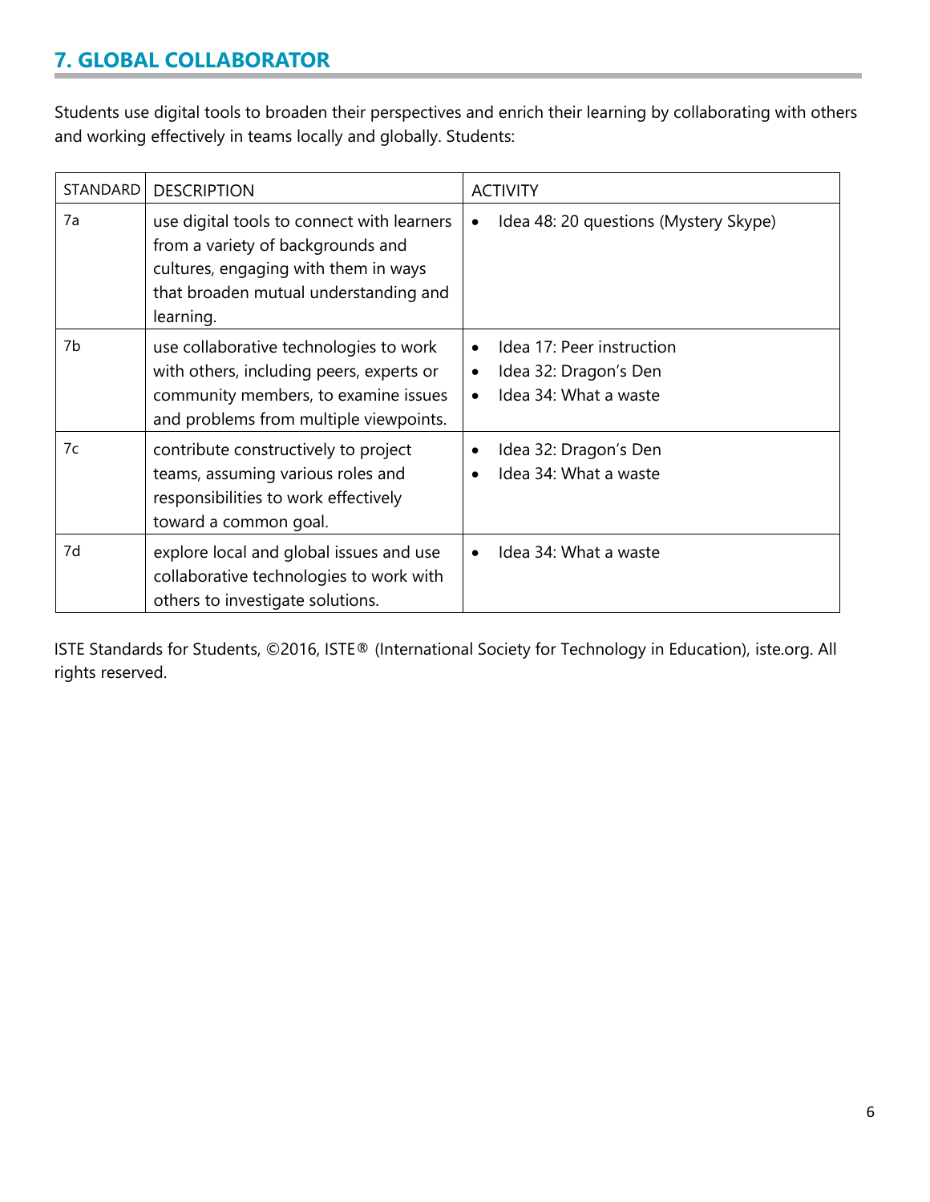## 7. GLOBAL COLLABORATOR

Students use digital tools to broaden their perspectives and enrich their learning by collaborating with others and working effectively in teams locally and globally. Students:

| STANDARD | DESCRIPTION | ACTIVITY |
|---|---|---|
| 7a | use digital tools to connect with learners from a variety of backgrounds and cultures, engaging with them in ways that broaden mutual understanding and learning. | • Idea 48: 20 questions (Mystery Skype) |
| 7b | use collaborative technologies to work with others, including peers, experts or community members, to examine issues and problems from multiple viewpoints. | • Idea 17: Peer instruction<br>• Idea 32: Dragon's Den<br>• Idea 34: What a waste |
| 7c | contribute constructively to project teams, assuming various roles and responsibilities to work effectively toward a common goal. | • Idea 32: Dragon's Den<br>• Idea 34: What a waste |
| 7d | explore local and global issues and use collaborative technologies to work with others to investigate solutions. | • Idea 34: What a waste |

ISTE Standards for Students, ©2016, ISTE® (International Society for Technology in Education), iste.org. All rights reserved.